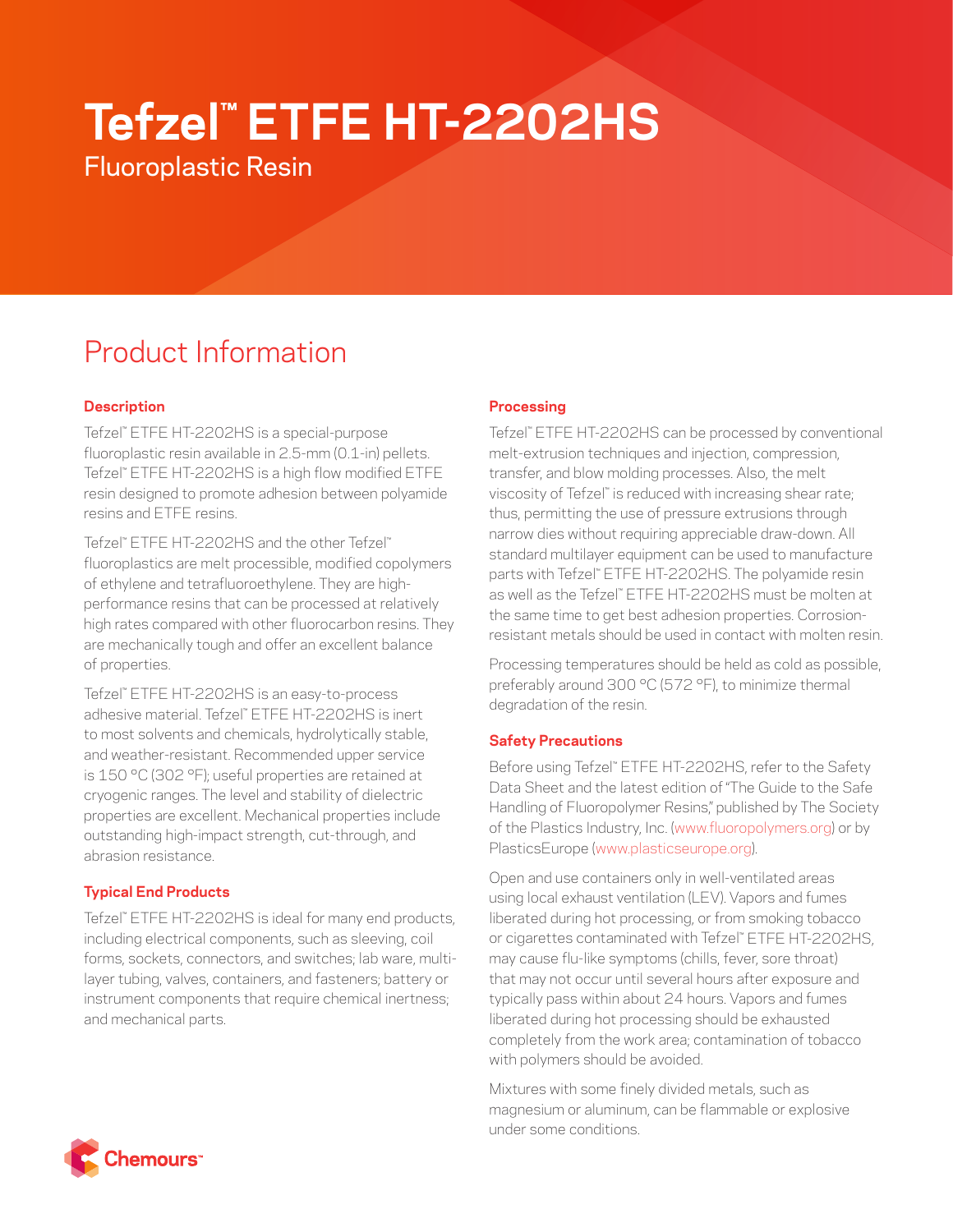# Tefzel™ ETFE HT-2202HS

Fluoroplastic Resin

## Product Information

### Description

Tefzel™ ETFE HT-2202HS is a special-purpose fluoroplastic resin available in 2.5-mm (0.1-in) pellets. Tefzel™ ETFE HT-2202HS is a high flow modified ETFE resin designed to promote adhesion between polyamide resins and ETFE resins.

Tefzel™ ETFE HT-2202HS and the other Tefzel™ fluoroplastics are melt processible, modified copolymers of ethylene and tetrafluoroethylene. They are high-performance resins that can be processed at relatively high rates compared with other fluorocarbon resins. They are mechanically tough and offer an excellent balance of properties.

Tefzel™ ETFE HT-2202HS is an easy-to-process adhesive material. Tefzel™ ETFE HT-2202HS is inert to most solvents and chemicals, hydrolytically stable, and weather-resistant. Recommended upper service is 150 °C (302 °F); useful properties are retained at cryogenic ranges. The level and stability of dielectric properties are excellent. Mechanical properties include outstanding high-impact strength, cut-through, and abrasion resistance.

### Typical End Products

Tefzel™ ETFE HT-2202HS is ideal for many end products, including electrical components, such as sleeving, coil forms, sockets, connectors, and switches; lab ware, multi-layer tubing, valves, containers, and fasteners; battery or instrument components that require chemical inertness; and mechanical parts.

### Processing

Tefzel™ ETFE HT-2202HS can be processed by conventional melt-extrusion techniques and injection, compression, transfer, and blow molding processes. Also, the melt viscosity of Tefzel™ is reduced with increasing shear rate; thus, permitting the use of pressure extrusions through narrow dies without requiring appreciable draw-down. All standard multilayer equipment can be used to manufacture parts with Tefzel™ ETFE HT-2202HS. The polyamide resin as well as the Tefzel™ ETFE HT-2202HS must be molten at the same time to get best adhesion properties. Corrosion-resistant metals should be used in contact with molten resin.

Processing temperatures should be held as cold as possible, preferably around 300 °C (572 °F), to minimize thermal degradation of the resin.

### Safety Precautions

Before using Tefzel™ ETFE HT-2202HS, refer to the Safety Data Sheet and the latest edition of "The Guide to the Safe Handling of Fluoropolymer Resins," published by The Society of the Plastics Industry, Inc. (www.fluoropolymers.org) or by PlasticsEurope (www.plasticseurope.org).

Open and use containers only in well-ventilated areas using local exhaust ventilation (LEV). Vapors and fumes liberated during hot processing, or from smoking tobacco or cigarettes contaminated with Tefzel™ ETFE HT-2202HS, may cause flu-like symptoms (chills, fever, sore throat) that may not occur until several hours after exposure and typically pass within about 24 hours. Vapors and fumes liberated during hot processing should be exhausted completely from the work area; contamination of tobacco with polymers should be avoided.

Mixtures with some finely divided metals, such as magnesium or aluminum, can be flammable or explosive under some conditions.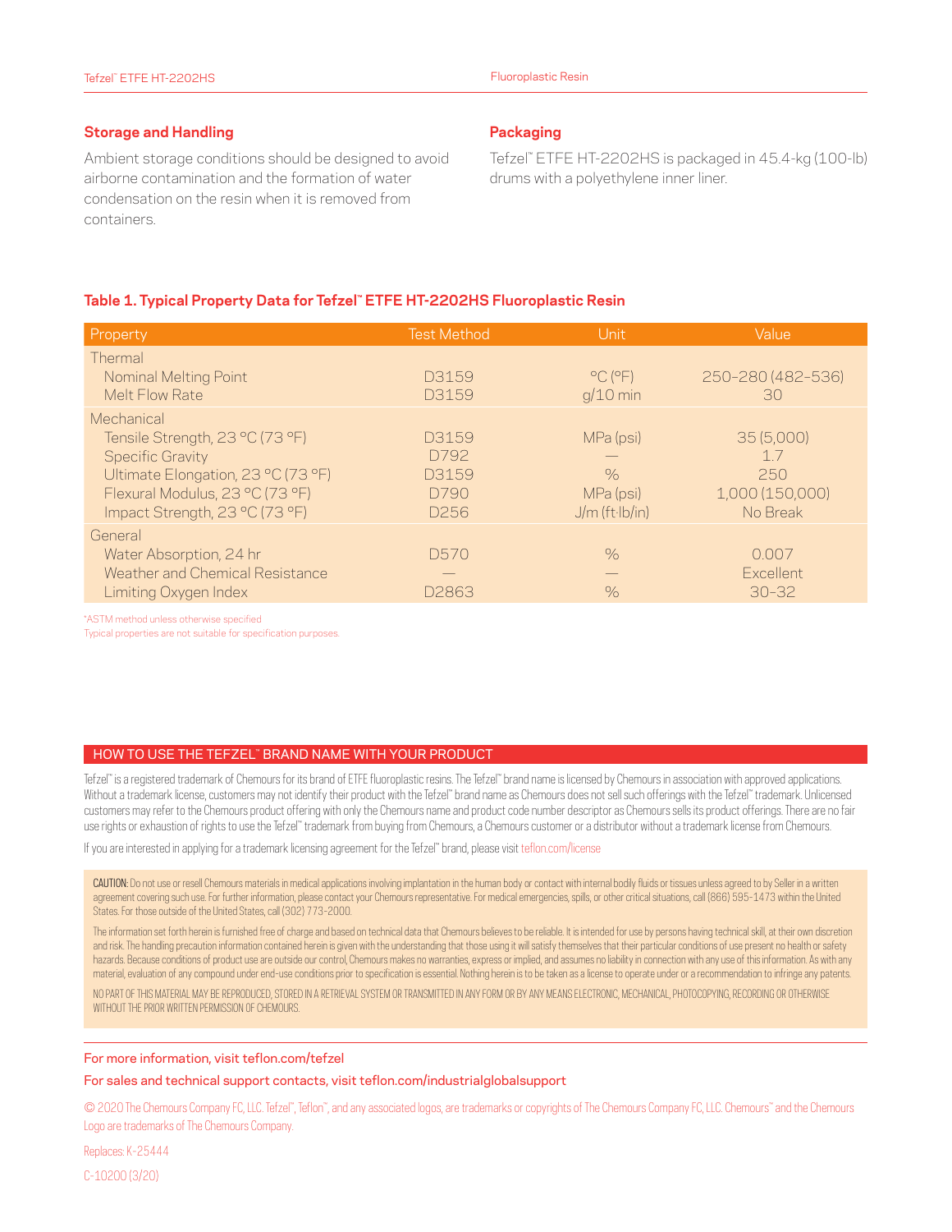## Storage and Handling

Ambient storage conditions should be designed to avoid airborne contamination and the formation of water condensation on the resin when it is removed from containers.

## Packaging

Tefzel™ ETFE HT-2202HS is packaged in 45.4-kg (100-lb) drums with a polyethylene inner liner.

### Table 1. Typical Property Data for Tefzel™ ETFE HT-2202HS Fluoroplastic Resin

| Property | Test Method | Unit | Value |
|---|---|---|---|
| Thermal | | | |
| Nominal Melting Point | D3159 | °C (°F) | 250–280 (482–536) |
| Melt Flow Rate | D3159 | g/10 min | 30 |
| Mechanical | | | |
| Tensile Strength, 23 °C (73 °F) | D3159 | MPa (psi) | 35 (5,000) |
| Specific Gravity | D792 | — | 1.7 |
| Ultimate Elongation, 23 °C (73 °F) | D3159 | % | 250 |
| Flexural Modulus, 23 °C (73 °F) | D790 | MPa (psi) | 1,000 (150,000) |
| Impact Strength, 23 °C (73 °F) | D256 | J/m (ft·lb/in) | No Break |
| General | | | |
| Water Absorption, 24 hr | D570 | % | 0.007 |
| Weather and Chemical Resistance | — | — | Excellent |
| Limiting Oxygen Index | D2863 | % | 30–32 |

*ASTM method unless otherwise specified

Typical properties are not suitable for specification purposes.

## HOW TO USE THE TEFZEL™ BRAND NAME WITH YOUR PRODUCT

Tefzel™ is a registered trademark of Chemours for its brand of ETFE fluoroplastic resins. The Tefzel™ brand name is licensed by Chemours in association with approved applications. Without a trademark license, customers may not identify their product with the Tefzel™ brand name as Chemours does not sell such offerings with the Tefzel™ trademark. Unlicensed customers may refer to the Chemours product offering with only the Chemours name and product code number descriptor as Chemours sells its product offerings. There are no fair use rights or exhaustion of rights to use the Tefzel™ trademark from buying from Chemours, a Chemours customer or a distributor without a trademark license from Chemours.

If you are interested in applying for a trademark licensing agreement for the Tefzel™ brand, please visit teflon.com/license

**CAUTION:** Do not use or resell Chemours materials in medical applications involving implantation in the human body or contact with internal bodily fluids or tissues unless agreed to by Seller in a written agreement covering such use. For further information, please contact your Chemours representative. For medical emergencies, spills, or other critical situations, call (866) 595-1473 within the United States. For those outside of the United States, call (302) 773-2000.

The information set forth herein is furnished free of charge and based on technical data that Chemours believes to be reliable. It is intended for use by persons having technical skill, at their own discretion and risk. The handling precaution information contained herein is given with the understanding that those using it will satisfy themselves that their particular conditions of use present no health or safety hazards. Because conditions of product use are outside our control, Chemours makes no warranties, express or implied, and assumes no liability in connection with any use of this information. As with any material, evaluation of any compound under end-use conditions prior to specification is essential. Nothing herein is to be taken as a license to operate under or a recommendation to infringe any patents.

NO PART OF THIS MATERIAL MAY BE REPRODUCED, STORED IN A RETRIEVAL SYSTEM OR TRANSMITTED IN ANY FORM OR BY ANY MEANS ELECTRONIC, MECHANICAL, PHOTOCOPYING, RECORDING OR OTHERWISE WITHOUT THE PRIOR WRITTEN PERMISSION OF CHEMOURS.

For more information, visit teflon.com/tefzel

For sales and technical support contacts, visit teflon.com/industrialglobalsupport

© 2020 The Chemours Company FC, LLC. Tefzel™, Teflon™, and any associated logos, are trademarks or copyrights of The Chemours Company FC, LLC. Chemours™ and the Chemours Logo are trademarks of The Chemours Company.

Replaces: K-25444

C-10200 (3/20)